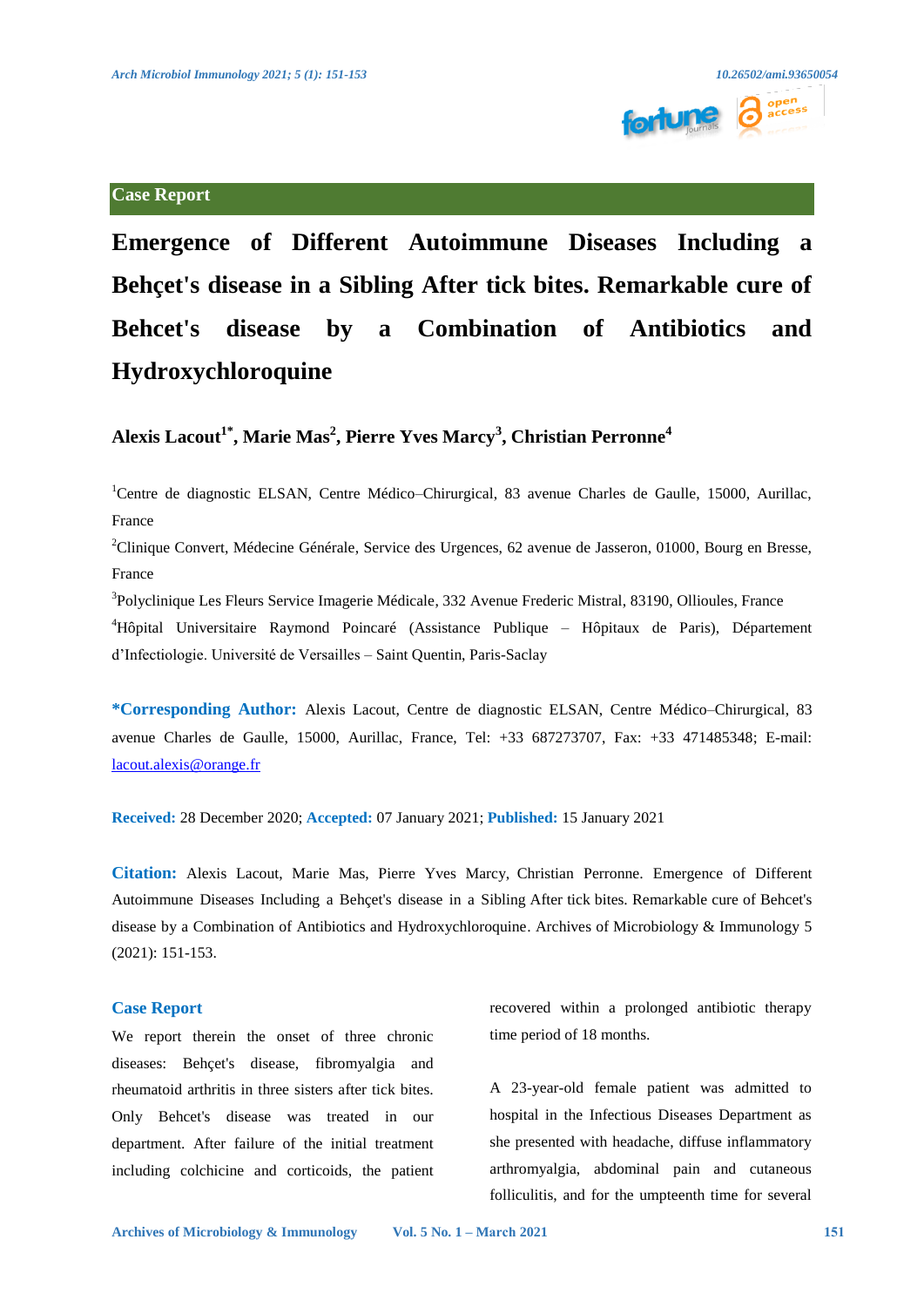Case Report

# Emergence of Different Autoimmune Diseases Including a Behçet's disease in a Sibling After tick bites. Remarkable cure of Behcet's disease by a Combination of Antibiotics and Hydroxychloroquine

**Alexis Lacout[1*], Marie Mas[2], Pierre Yves Marcy[3], Christian Perronne[4]**

[1]Centre de diagnostic ELSAN, Centre Médico–Chirurgical, 83 avenue Charles de Gaulle, 15000, Aurillac, France

[2]Clinique Convert, Médecine Générale, Service des Urgences, 62 avenue de Jasseron, 01000, Bourg en Bresse, France

[3]Polyclinique Les Fleurs Service Imagerie Médicale, 332 Avenue Frederic Mistral, 83190, Ollioules, France

[4]Hôpital Universitaire Raymond Poincaré (Assistance Publique – Hôpitaux de Paris), Département d'Infectiologie. Université de Versailles – Saint Quentin, Paris-Saclay

**\*Corresponding Author:** Alexis Lacout, Centre de diagnostic ELSAN, Centre Médico–Chirurgical, 83 avenue Charles de Gaulle, 15000, Aurillac, France, Tel: +33 687273707, Fax: +33 471485348; E-mail: lacout.alexis@orange.fr

**Received:** 28 December 2020; **Accepted:** 07 January 2021; **Published:** 15 January 2021

**Citation:** Alexis Lacout, Marie Mas, Pierre Yves Marcy, Christian Perronne. Emergence of Different Autoimmune Diseases Including a Behçet's disease in a Sibling After tick bites. Remarkable cure of Behcet's disease by a Combination of Antibiotics and Hydroxychloroquine. Archives of Microbiology & Immunology 5 (2021): 151-153.

## Case Report

We report therein the onset of three chronic diseases: Behçet's disease, fibromyalgia and rheumatoid arthritis in three sisters after tick bites. Only Behcet's disease was treated in our department. After failure of the initial treatment including colchicine and corticoids, the patient recovered within a prolonged antibiotic therapy time period of 18 months.

A 23-year-old female patient was admitted to hospital in the Infectious Diseases Department as she presented with headache, diffuse inflammatory arthromyalgia, abdominal pain and cutaneous folliculitis, and for the umpteenth time for several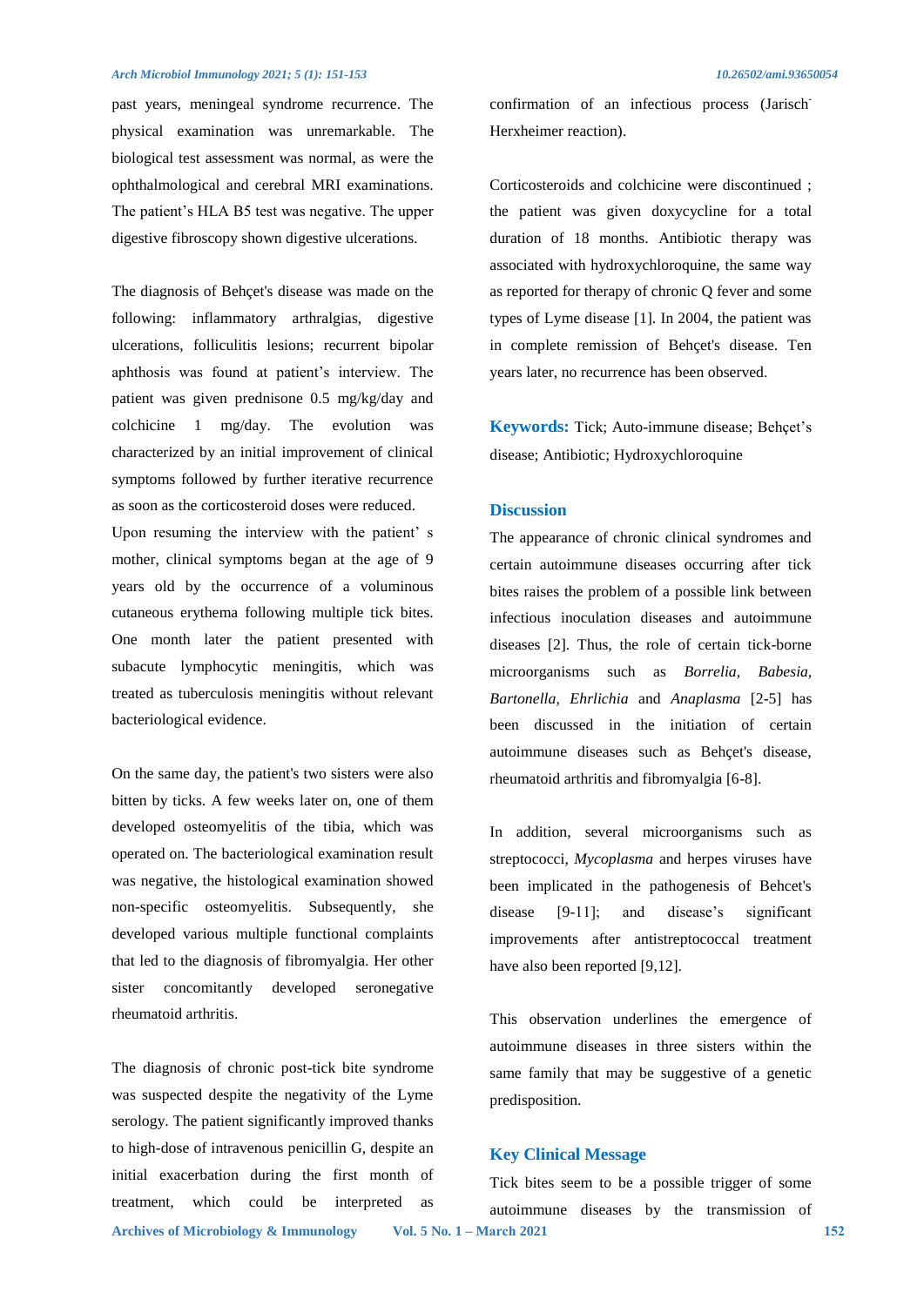past years, meningeal syndrome recurrence. The physical examination was unremarkable. The biological test assessment was normal, as were the ophthalmological and cerebral MRI examinations. The patient's HLA B5 test was negative. The upper digestive fibroscopy shown digestive ulcerations.

The diagnosis of Behçet's disease was made on the following: inflammatory arthralgias, digestive ulcerations, folliculitis lesions; recurrent bipolar aphthosis was found at patient's interview. The patient was given prednisone 0.5 mg/kg/day and colchicine 1 mg/day. The evolution was characterized by an initial improvement of clinical symptoms followed by further iterative recurrence as soon as the corticosteroid doses were reduced.
Upon resuming the interview with the patient' s mother, clinical symptoms began at the age of 9 years old by the occurrence of a voluminous cutaneous erythema following multiple tick bites. One month later the patient presented with subacute lymphocytic meningitis, which was treated as tuberculosis meningitis without relevant bacteriological evidence.

On the same day, the patient's two sisters were also bitten by ticks. A few weeks later on, one of them developed osteomyelitis of the tibia, which was operated on. The bacteriological examination result was negative, the histological examination showed non-specific osteomyelitis. Subsequently, she developed various multiple functional complaints that led to the diagnosis of fibromyalgia. Her other sister concomitantly developed seronegative rheumatoid arthritis.

The diagnosis of chronic post-tick bite syndrome was suspected despite the negativity of the Lyme serology. The patient significantly improved thanks to high-dose of intravenous penicillin G, despite an initial exacerbation during the first month of treatment, which could be interpreted as confirmation of an infectious process (Jarisch-Herxheimer reaction).

Corticosteroids and colchicine were discontinued ; the patient was given doxycycline for a total duration of 18 months. Antibiotic therapy was associated with hydroxychloroquine, the same way as reported for therapy of chronic Q fever and some types of Lyme disease [1]. In 2004, the patient was in complete remission of Behçet's disease. Ten years later, no recurrence has been observed.

**Keywords:** Tick; Auto-immune disease; Behçet's disease; Antibiotic; Hydroxychloroquine

## Discussion

The appearance of chronic clinical syndromes and certain autoimmune diseases occurring after tick bites raises the problem of a possible link between infectious inoculation diseases and autoimmune diseases [2]. Thus, the role of certain tick-borne microorganisms such as *Borrelia, Babesia, Bartonella, Ehrlichia* and *Anaplasma* [2-5] has been discussed in the initiation of certain autoimmune diseases such as Behçet's disease, rheumatoid arthritis and fibromyalgia [6-8].

In addition, several microorganisms such as streptococci, *Mycoplasma* and herpes viruses have been implicated in the pathogenesis of Behcet's disease [9-11]; and disease's significant improvements after antistreptococcal treatment have also been reported [9,12].

This observation underlines the emergence of autoimmune diseases in three sisters within the same family that may be suggestive of a genetic predisposition.

## Key Clinical Message

Tick bites seem to be a possible trigger of some autoimmune diseases by the transmission of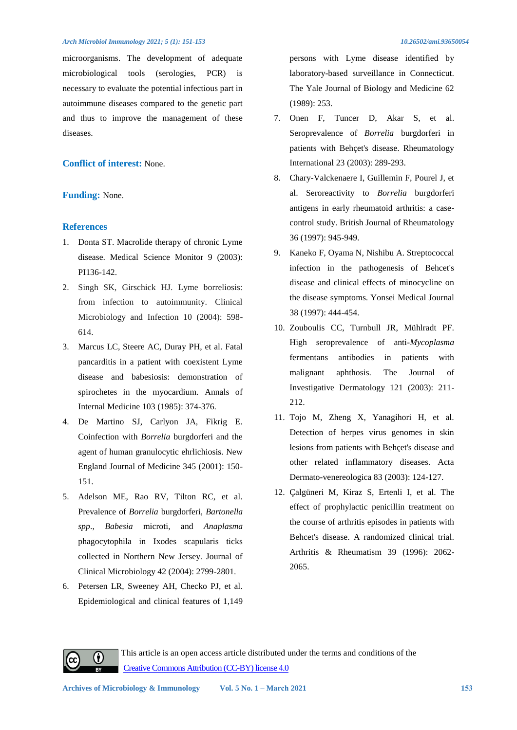microorganisms. The development of adequate microbiological tools (serologies, PCR) is necessary to evaluate the potential infectious part in autoimmune diseases compared to the genetic part and thus to improve the management of these diseases.

**Conflict of interest:** None.

**Funding:** None.

## References

1. Donta ST. Macrolide therapy of chronic Lyme disease. Medical Science Monitor 9 (2003): PI136-142.
2. Singh SK, Girschick HJ. Lyme borreliosis: from infection to autoimmunity. Clinical Microbiology and Infection 10 (2004): 598-614.
3. Marcus LC, Steere AC, Duray PH, et al. Fatal pancarditis in a patient with coexistent Lyme disease and babesiosis: demonstration of spirochetes in the myocardium. Annals of Internal Medicine 103 (1985): 374-376.
4. De Martino SJ, Carlyon JA, Fikrig E. Coinfection with *Borrelia* burgdorferi and the agent of human granulocytic ehrlichiosis. New England Journal of Medicine 345 (2001): 150-151.
5. Adelson ME, Rao RV, Tilton RC, et al. Prevalence of *Borrelia* burgdorferi, *Bartonella spp*., *Babesia* microti, and *Anaplasma* phagocytophila in Ixodes scapularis ticks collected in Northern New Jersey. Journal of Clinical Microbiology 42 (2004): 2799-2801.
6. Petersen LR, Sweeney AH, Checko PJ, et al. Epidemiological and clinical features of 1,149 persons with Lyme disease identified by laboratory-based surveillance in Connecticut. The Yale Journal of Biology and Medicine 62 (1989): 253.
7. Onen F, Tuncer D, Akar S, et al. Seroprevalence of *Borrelia* burgdorferi in patients with Behçet's disease. Rheumatology International 23 (2003): 289-293.
8. Chary-Valckenaere I, Guillemin F, Pourel J, et al. Seroreactivity to *Borrelia* burgdorferi antigens in early rheumatoid arthritis: a case-control study. British Journal of Rheumatology 36 (1997): 945-949.
9. Kaneko F, Oyama N, Nishibu A. Streptococcal infection in the pathogenesis of Behcet's disease and clinical effects of minocycline on the disease symptoms. Yonsei Medical Journal 38 (1997): 444-454.
10. Zouboulis CC, Turnbull JR, Mühlradt PF. High seroprevalence of anti-*Mycoplasma* fermentans antibodies in patients with malignant aphthosis. The Journal of Investigative Dermatology 121 (2003): 211-212.
11. Tojo M, Zheng X, Yanagihori H, et al. Detection of herpes virus genomes in skin lesions from patients with Behçet's disease and other related inflammatory diseases. Acta Dermato-venereologica 83 (2003): 124-127.
12. Çalgüneri M, Kiraz S, Ertenli I, et al. The effect of prophylactic penicillin treatment on the course of arthritis episodes in patients with Behcet's disease. A randomized clinical trial. Arthritis & Rheumatism 39 (1996): 2062-2065.

This article is an open access article distributed under the terms and conditions of the Creative Commons Attribution (CC-BY) license 4.0